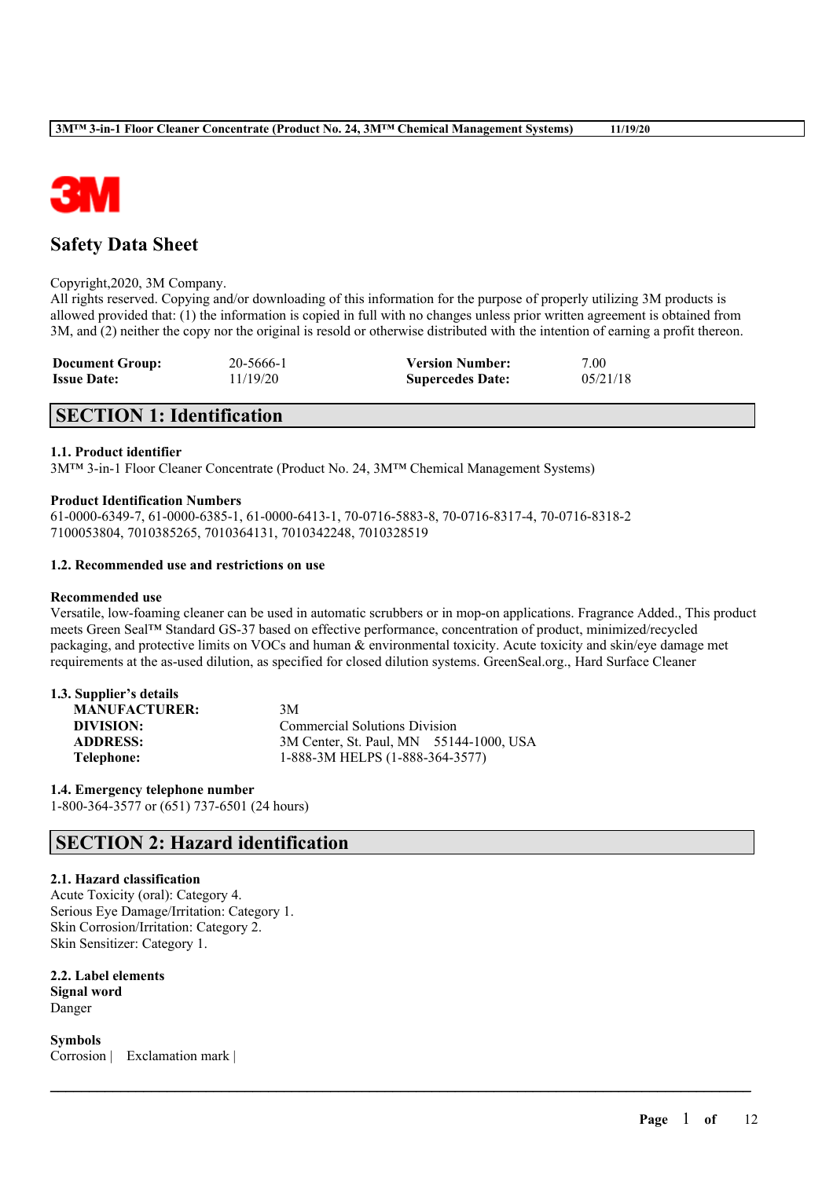# Safety Data Sheet

Copyright,2020, 3M Company.
All rights reserved. Copying and/or downloading of this information for the purpose of properly utilizing 3M products is allowed provided that: (1) the information is copied in full with no changes unless prior written agreement is obtained from 3M, and (2) neither the copy nor the original is resold or otherwise distributed with the intention of earning a profit thereon.

| | | | |
|---|---|---|---|
| **Document Group:** | 20-5666-1 | **Version Number:** | 7.00 |
| **Issue Date:** | 11/19/20 | **Supercedes Date:** | 05/21/18 |

## SECTION 1: Identification

### 1.1. Product identifier

3M™ 3-in-1 Floor Cleaner Concentrate (Product No. 24, 3M™ Chemical Management Systems)

**Product Identification Numbers**

61-0000-6349-7, 61-0000-6385-1, 61-0000-6413-1, 70-0716-5883-8, 70-0716-8317-4, 70-0716-8318-2
7100053804, 7010385265, 7010364131, 7010342248, 7010328519

### 1.2. Recommended use and restrictions on use

**Recommended use**

Versatile, low-foaming cleaner can be used in automatic scrubbers or in mop-on applications. Fragrance Added., This product meets Green Seal™ Standard GS-37 based on effective performance, concentration of product, minimized/recycled packaging, and protective limits on VOCs and human & environmental toxicity. Acute toxicity and skin/eye damage met requirements at the as-used dilution, as specified for closed dilution systems. GreenSeal.org., Hard Surface Cleaner

### 1.3. Supplier's details

| | |
|---|---|
| **MANUFACTURER:** | 3M |
| **DIVISION:** | Commercial Solutions Division |
| **ADDRESS:** | 3M Center, St. Paul, MN 55144-1000, USA |
| **Telephone:** | 1-888-3M HELPS (1-888-364-3577) |

### 1.4. Emergency telephone number

1-800-364-3577 or (651) 737-6501 (24 hours)

## SECTION 2: Hazard identification

### 2.1. Hazard classification

Acute Toxicity (oral): Category 4.
Serious Eye Damage/Irritation: Category 1.
Skin Corrosion/Irritation: Category 2.
Skin Sensitizer: Category 1.

### 2.2. Label elements

**Signal word**

Danger

**Symbols**

Corrosion | Exclamation mark |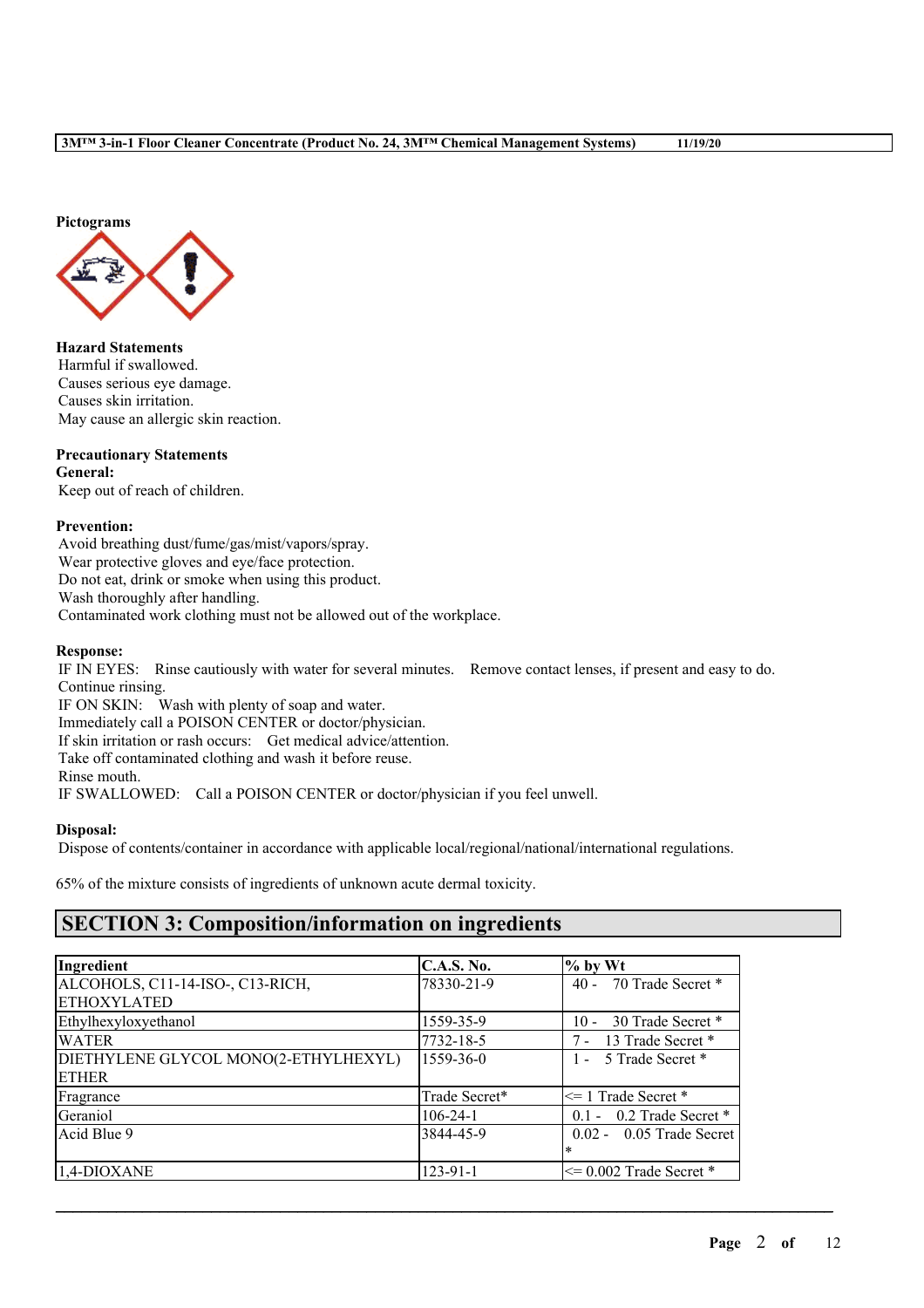**Pictograms**

**Hazard Statements**
Harmful if swallowed.
Causes serious eye damage.
Causes skin irritation.
May cause an allergic skin reaction.

**Precautionary Statements**
**General:**
Keep out of reach of children.

**Prevention:**
Avoid breathing dust/fume/gas/mist/vapors/spray.
Wear protective gloves and eye/face protection.
Do not eat, drink or smoke when using this product.
Wash thoroughly after handling.
Contaminated work clothing must not be allowed out of the workplace.

**Response:**
IF IN EYES: Rinse cautiously with water for several minutes. Remove contact lenses, if present and easy to do. Continue rinsing.
IF ON SKIN: Wash with plenty of soap and water.
Immediately call a POISON CENTER or doctor/physician.
If skin irritation or rash occurs: Get medical advice/attention.
Take off contaminated clothing and wash it before reuse.
Rinse mouth.
IF SWALLOWED: Call a POISON CENTER or doctor/physician if you feel unwell.

**Disposal:**
Dispose of contents/container in accordance with applicable local/regional/national/international regulations.

65% of the mixture consists of ingredients of unknown acute dermal toxicity.

## SECTION 3: Composition/information on ingredients

| Ingredient | C.A.S. No. | % by Wt |
|---|---|---|
| ALCOHOLS, C11-14-ISO-, C13-RICH, ETHOXYLATED | 78330-21-9 | 40 - 70 Trade Secret * |
| Ethylhexyloxyethanol | 1559-35-9 | 10 - 30 Trade Secret * |
| WATER | 7732-18-5 | 7 - 13 Trade Secret * |
| DIETHYLENE GLYCOL MONO(2-ETHYLHEXYL) ETHER | 1559-36-0 | 1 - 5 Trade Secret * |
| Fragrance | Trade Secret* | <= 1 Trade Secret * |
| Geraniol | 106-24-1 | 0.1 - 0.2 Trade Secret * |
| Acid Blue 9 | 3844-45-9 | 0.02 - 0.05 Trade Secret * |
| 1,4-DIOXANE | 123-91-1 | <= 0.002 Trade Secret * |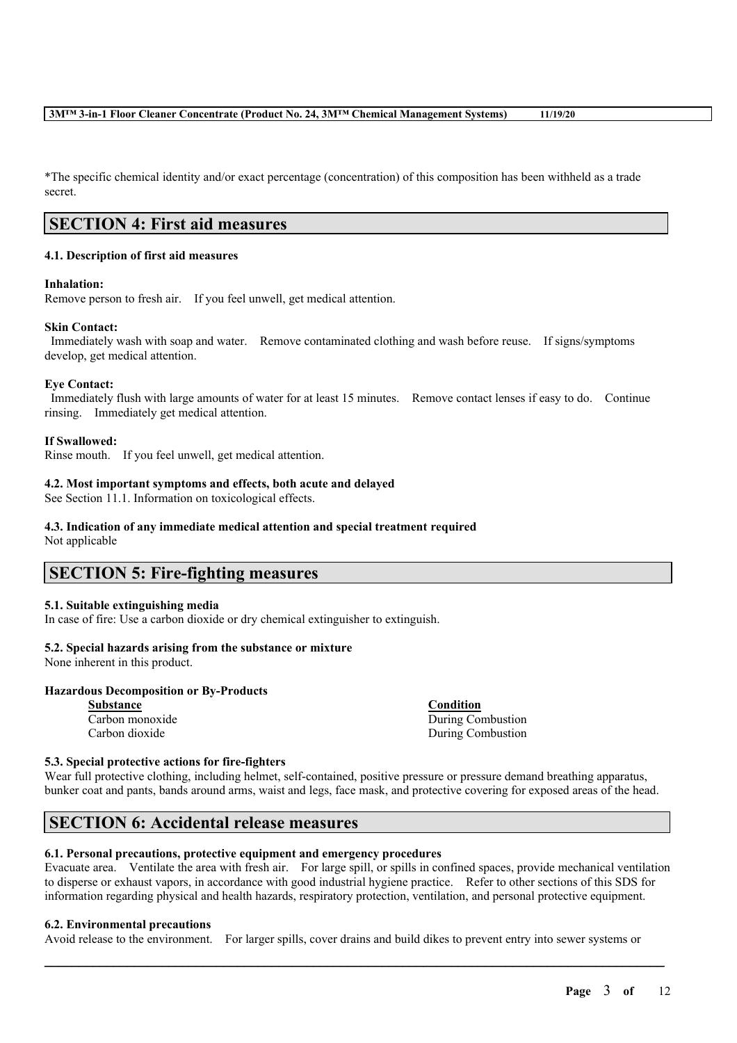*The specific chemical identity and/or exact percentage (concentration) of this composition has been withheld as a trade secret.

## SECTION 4: First aid measures

### 4.1. Description of first aid measures

**Inhalation:**
Remove person to fresh air. If you feel unwell, get medical attention.

**Skin Contact:**
Immediately wash with soap and water. Remove contaminated clothing and wash before reuse. If signs/symptoms develop, get medical attention.

**Eye Contact:**
Immediately flush with large amounts of water for at least 15 minutes. Remove contact lenses if easy to do. Continue rinsing. Immediately get medical attention.

**If Swallowed:**
Rinse mouth. If you feel unwell, get medical attention.

### 4.2. Most important symptoms and effects, both acute and delayed
See Section 11.1. Information on toxicological effects.

### 4.3. Indication of any immediate medical attention and special treatment required
Not applicable

## SECTION 5: Fire-fighting measures

### 5.1. Suitable extinguishing media
In case of fire: Use a carbon dioxide or dry chemical extinguisher to extinguish.

### 5.2. Special hazards arising from the substance or mixture
None inherent in this product.

**Hazardous Decomposition or By-Products**

| Substance | Condition |
| --- | --- |
| Carbon monoxide | During Combustion |
| Carbon dioxide | During Combustion |

### 5.3. Special protective actions for fire-fighters
Wear full protective clothing, including helmet, self-contained, positive pressure or pressure demand breathing apparatus, bunker coat and pants, bands around arms, waist and legs, face mask, and protective covering for exposed areas of the head.

## SECTION 6: Accidental release measures

### 6.1. Personal precautions, protective equipment and emergency procedures
Evacuate area. Ventilate the area with fresh air. For large spill, or spills in confined spaces, provide mechanical ventilation to disperse or exhaust vapors, in accordance with good industrial hygiene practice. Refer to other sections of this SDS for information regarding physical and health hazards, respiratory protection, ventilation, and personal protective equipment.

### 6.2. Environmental precautions
Avoid release to the environment. For larger spills, cover drains and build dikes to prevent entry into sewer systems or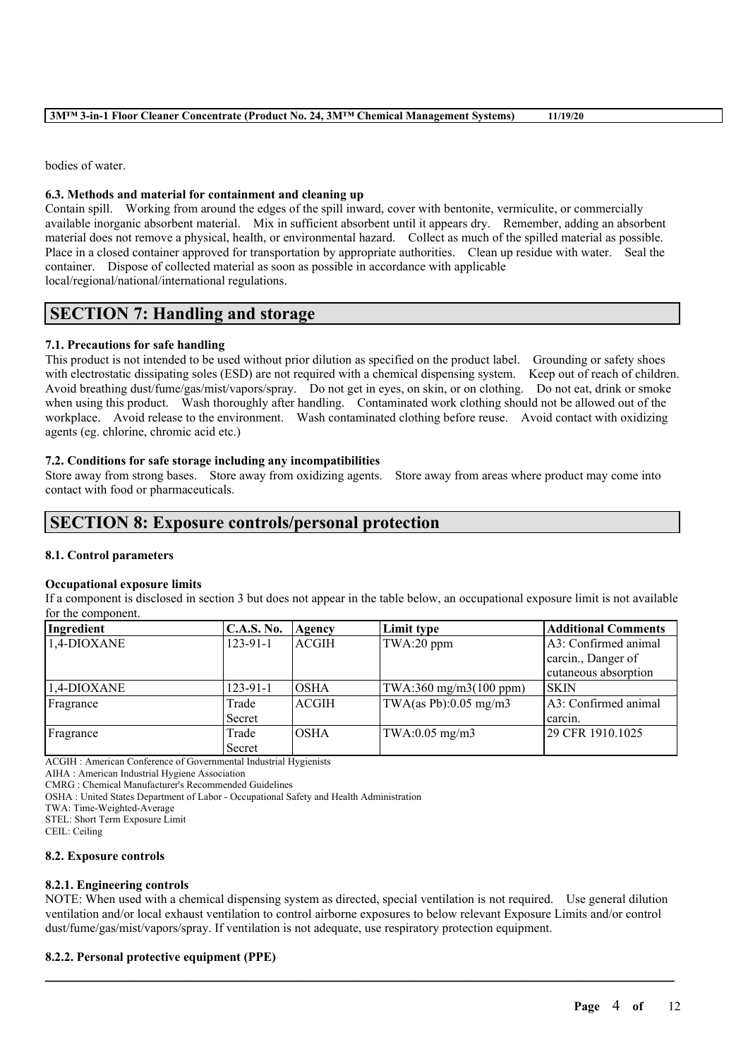bodies of water.

### 6.3. Methods and material for containment and cleaning up

Contain spill. Working from around the edges of the spill inward, cover with bentonite, vermiculite, or commercially available inorganic absorbent material. Mix in sufficient absorbent until it appears dry. Remember, adding an absorbent material does not remove a physical, health, or environmental hazard. Collect as much of the spilled material as possible. Place in a closed container approved for transportation by appropriate authorities. Clean up residue with water. Seal the container. Dispose of collected material as soon as possible in accordance with applicable local/regional/national/international regulations.

## SECTION 7: Handling and storage

### 7.1. Precautions for safe handling

This product is not intended to be used without prior dilution as specified on the product label. Grounding or safety shoes with electrostatic dissipating soles (ESD) are not required with a chemical dispensing system. Keep out of reach of children. Avoid breathing dust/fume/gas/mist/vapors/spray. Do not get in eyes, on skin, or on clothing. Do not eat, drink or smoke when using this product. Wash thoroughly after handling. Contaminated work clothing should not be allowed out of the workplace. Avoid release to the environment. Wash contaminated clothing before reuse. Avoid contact with oxidizing agents (eg. chlorine, chromic acid etc.)

### 7.2. Conditions for safe storage including any incompatibilities

Store away from strong bases. Store away from oxidizing agents. Store away from areas where product may come into contact with food or pharmaceuticals.

## SECTION 8: Exposure controls/personal protection

### 8.1. Control parameters

**Occupational exposure limits**

If a component is disclosed in section 3 but does not appear in the table below, an occupational exposure limit is not available for the component.

| Ingredient | C.A.S. No. | Agency | Limit type | Additional Comments |
|---|---|---|---|---|
| 1,4-DIOXANE | 123-91-1 | ACGIH | TWA:20 ppm | A3: Confirmed animal carcin., Danger of cutaneous absorption |
| 1,4-DIOXANE | 123-91-1 | OSHA | TWA:360 mg/m3(100 ppm) | SKIN |
| Fragrance | Trade Secret | ACGIH | TWA(as Pb):0.05 mg/m3 | A3: Confirmed animal carcin. |
| Fragrance | Trade Secret | OSHA | TWA:0.05 mg/m3 | 29 CFR 1910.1025 |

ACGIH : American Conference of Governmental Industrial Hygienists
AIHA : American Industrial Hygiene Association
CMRG : Chemical Manufacturer's Recommended Guidelines
OSHA : United States Department of Labor - Occupational Safety and Health Administration
TWA: Time-Weighted-Average
STEL: Short Term Exposure Limit
CEIL: Ceiling

### 8.2. Exposure controls

#### 8.2.1. Engineering controls

NOTE: When used with a chemical dispensing system as directed, special ventilation is not required. Use general dilution ventilation and/or local exhaust ventilation to control airborne exposures to below relevant Exposure Limits and/or control dust/fume/gas/mist/vapors/spray. If ventilation is not adequate, use respiratory protection equipment.

#### 8.2.2. Personal protective equipment (PPE)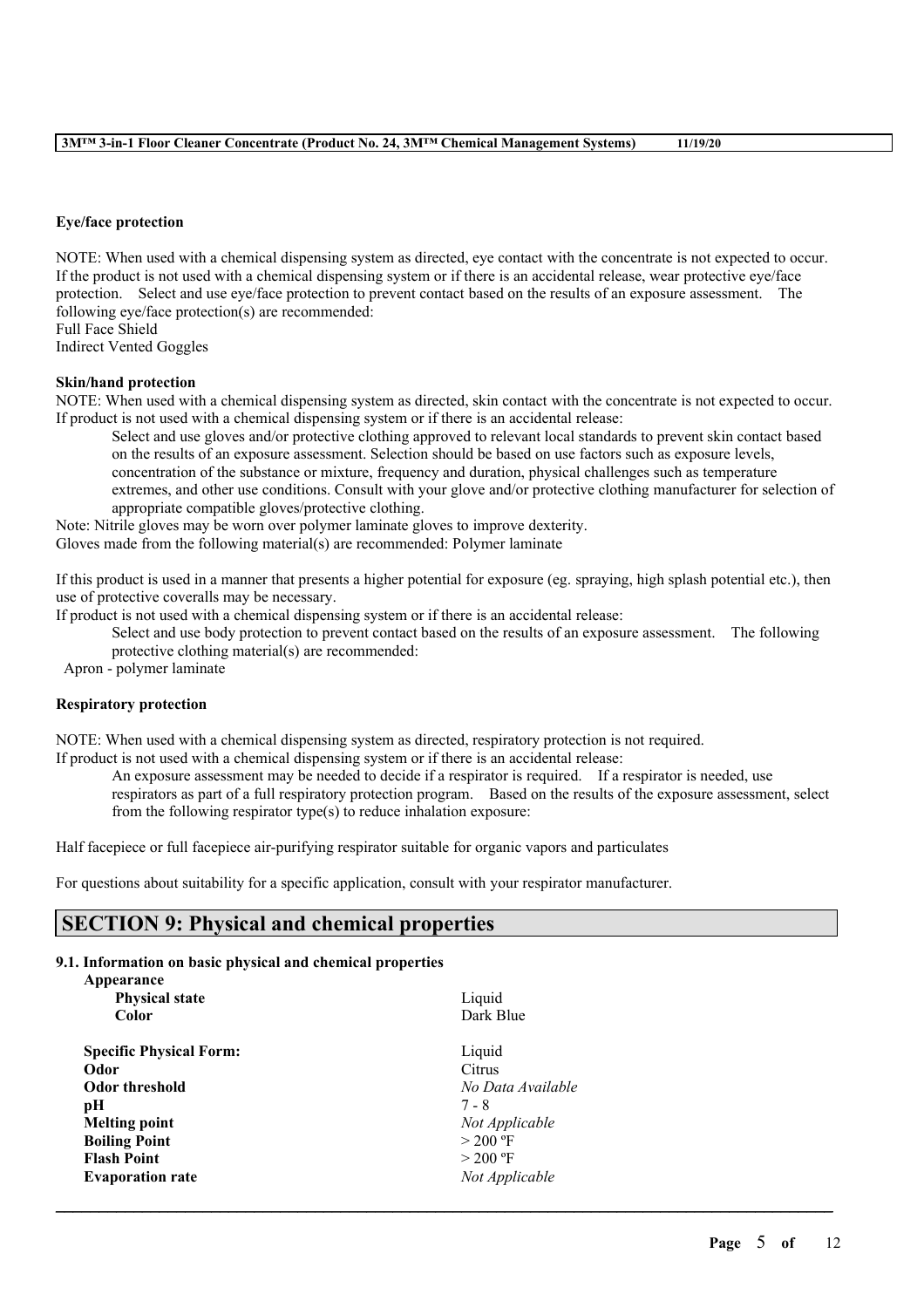**Eye/face protection**

NOTE: When used with a chemical dispensing system as directed, eye contact with the concentrate is not expected to occur. If the product is not used with a chemical dispensing system or if there is an accidental release, wear protective eye/face protection. Select and use eye/face protection to prevent contact based on the results of an exposure assessment. The following eye/face protection(s) are recommended:
Full Face Shield
Indirect Vented Goggles

**Skin/hand protection**

NOTE: When used with a chemical dispensing system as directed, skin contact with the concentrate is not expected to occur. If product is not used with a chemical dispensing system or if there is an accidental release:

Select and use gloves and/or protective clothing approved to relevant local standards to prevent skin contact based on the results of an exposure assessment. Selection should be based on use factors such as exposure levels, concentration of the substance or mixture, frequency and duration, physical challenges such as temperature extremes, and other use conditions. Consult with your glove and/or protective clothing manufacturer for selection of appropriate compatible gloves/protective clothing.

Note: Nitrile gloves may be worn over polymer laminate gloves to improve dexterity.
Gloves made from the following material(s) are recommended: Polymer laminate

If this product is used in a manner that presents a higher potential for exposure (eg. spraying, high splash potential etc.), then use of protective coveralls may be necessary.

If product is not used with a chemical dispensing system or if there is an accidental release:

Select and use body protection to prevent contact based on the results of an exposure assessment. The following protective clothing material(s) are recommended:

Apron - polymer laminate

**Respiratory protection**

NOTE: When used with a chemical dispensing system as directed, respiratory protection is not required.
If product is not used with a chemical dispensing system or if there is an accidental release:

An exposure assessment may be needed to decide if a respirator is required. If a respirator is needed, use respirators as part of a full respiratory protection program. Based on the results of the exposure assessment, select from the following respirator type(s) to reduce inhalation exposure:

Half facepiece or full facepiece air-purifying respirator suitable for organic vapors and particulates

For questions about suitability for a specific application, consult with your respirator manufacturer.

## SECTION 9: Physical and chemical properties

### 9.1. Information on basic physical and chemical properties

| | |
|---|---|
| **Appearance** | |
| **Physical state** | Liquid |
| **Color** | Dark Blue |
| **Specific Physical Form:** | Liquid |
| **Odor** | Citrus |
| **Odor threshold** | *No Data Available* |
| **pH** | 7 - 8 |
| **Melting point** | *Not Applicable* |
| **Boiling Point** | > 200 ºF |
| **Flash Point** | > 200 ºF |
| **Evaporation rate** | *Not Applicable* |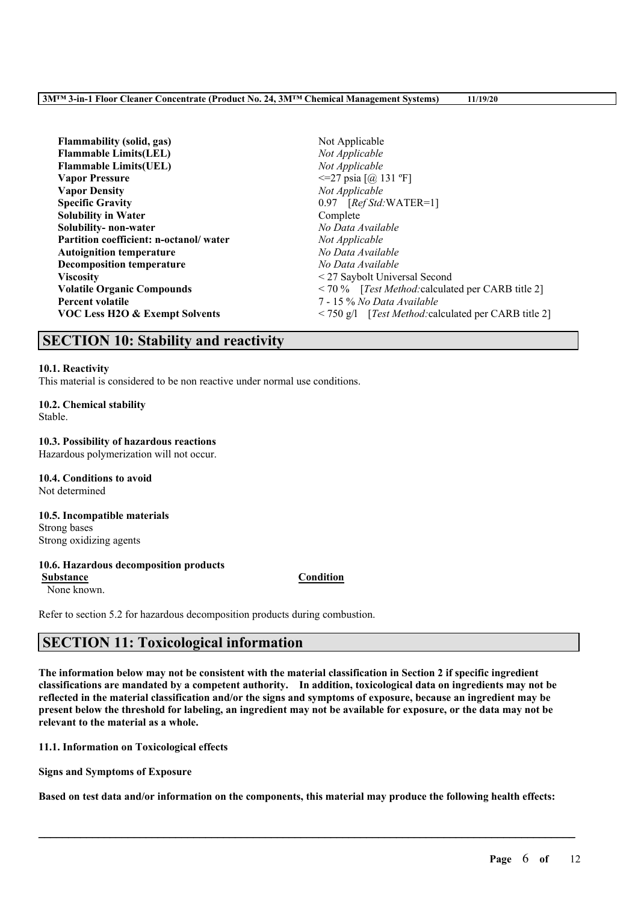| | |
|---|---|
| **Flammability (solid, gas)** | Not Applicable |
| **Flammable Limits(LEL)** | *Not Applicable* |
| **Flammable Limits(UEL)** | *Not Applicable* |
| **Vapor Pressure** | <=27 psia [@ 131 ºF] |
| **Vapor Density** | *Not Applicable* |
| **Specific Gravity** | 0.97 [*Ref Std:*WATER=1] |
| **Solubility in Water** | Complete |
| **Solubility- non-water** | *No Data Available* |
| **Partition coefficient: n-octanol/ water** | *Not Applicable* |
| **Autoignition temperature** | *No Data Available* |
| **Decomposition temperature** | *No Data Available* |
| **Viscosity** | < 27 Saybolt Universal Second |
| **Volatile Organic Compounds** | < 70 % [*Test Method:*calculated per CARB title 2] |
| **Percent volatile** | 7 - 15 % *No Data Available* |
| **VOC Less H2O & Exempt Solvents** | < 750 g/l [*Test Method:*calculated per CARB title 2] |

## SECTION 10: Stability and reactivity

**10.1. Reactivity**
This material is considered to be non reactive under normal use conditions.

**10.2. Chemical stability**
Stable.

**10.3. Possibility of hazardous reactions**
Hazardous polymerization will not occur.

**10.4. Conditions to avoid**
Not determined

**10.5. Incompatible materials**
Strong bases
Strong oxidizing agents

**10.6. Hazardous decomposition products**

| Substance | Condition |
|---|---|
| None known. | |

Refer to section 5.2 for hazardous decomposition products during combustion.

## SECTION 11: Toxicological information

**The information below may not be consistent with the material classification in Section 2 if specific ingredient classifications are mandated by a competent authority. In addition, toxicological data on ingredients may not be reflected in the material classification and/or the signs and symptoms of exposure, because an ingredient may be present below the threshold for labeling, an ingredient may not be available for exposure, or the data may not be relevant to the material as a whole.**

**11.1. Information on Toxicological effects**

**Signs and Symptoms of Exposure**

**Based on test data and/or information on the components, this material may produce the following health effects:**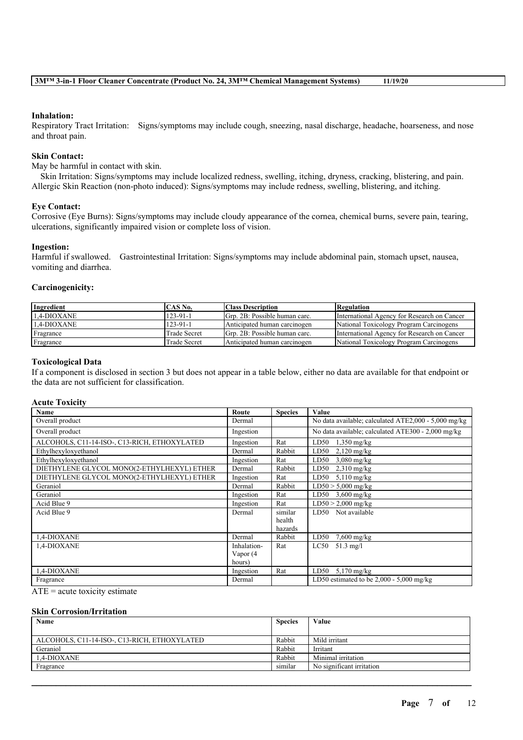**Inhalation:**
Respiratory Tract Irritation: Signs/symptoms may include cough, sneezing, nasal discharge, headache, hoarseness, and nose and throat pain.

**Skin Contact:**
May be harmful in contact with skin.
Skin Irritation: Signs/symptoms may include localized redness, swelling, itching, dryness, cracking, blistering, and pain. Allergic Skin Reaction (non-photo induced): Signs/symptoms may include redness, swelling, blistering, and itching.

**Eye Contact:**
Corrosive (Eye Burns): Signs/symptoms may include cloudy appearance of the cornea, chemical burns, severe pain, tearing, ulcerations, significantly impaired vision or complete loss of vision.

**Ingestion:**
Harmful if swallowed. Gastrointestinal Irritation: Signs/symptoms may include abdominal pain, stomach upset, nausea, vomiting and diarrhea.

**Carcinogenicity:**

| Ingredient | CAS No. | Class Description | Regulation |
|---|---|---|---|
| 1,4-DIOXANE | 123-91-1 | Grp. 2B: Possible human carc. | International Agency for Research on Cancer |
| 1,4-DIOXANE | 123-91-1 | Anticipated human carcinogen | National Toxicology Program Carcinogens |
| Fragrance | Trade Secret | Grp. 2B: Possible human carc. | International Agency for Research on Cancer |
| Fragrance | Trade Secret | Anticipated human carcinogen | National Toxicology Program Carcinogens |

**Toxicological Data**
If a component is disclosed in section 3 but does not appear in a table below, either no data are available for that endpoint or the data are not sufficient for classification.

**Acute Toxicity**

| Name | Route | Species | Value |
|---|---|---|---|
| Overall product | Dermal | | No data available; calculated ATE2,000 - 5,000 mg/kg |
| Overall product | Ingestion | | No data available; calculated ATE300 - 2,000 mg/kg |
| ALCOHOLS, C11-14-ISO-, C13-RICH, ETHOXYLATED | Ingestion | Rat | LD50 1,350 mg/kg |
| Ethylhexyloxyethanol | Dermal | Rabbit | LD50 2,120 mg/kg |
| Ethylhexyloxyethanol | Ingestion | Rat | LD50 3,080 mg/kg |
| DIETHYLENE GLYCOL MONO(2-ETHYLHEXYL) ETHER | Dermal | Rabbit | LD50 2,310 mg/kg |
| DIETHYLENE GLYCOL MONO(2-ETHYLHEXYL) ETHER | Ingestion | Rat | LD50 5,110 mg/kg |
| Geraniol | Dermal | Rabbit | LD50 > 5,000 mg/kg |
| Geraniol | Ingestion | Rat | LD50 3,600 mg/kg |
| Acid Blue 9 | Ingestion | Rat | LD50 > 2,000 mg/kg |
| Acid Blue 9 | Dermal | similar health hazards | LD50 Not available |
| 1,4-DIOXANE | Dermal | Rabbit | LD50 7,600 mg/kg |
| 1,4-DIOXANE | Inhalation-Vapor (4 hours) | Rat | LC50 51.3 mg/l |
| 1,4-DIOXANE | Ingestion | Rat | LD50 5,170 mg/kg |
| Fragrance | Dermal | | LD50 estimated to be 2,000 - 5,000 mg/kg |

ATE = acute toxicity estimate

**Skin Corrosion/Irritation**

| Name | Species | Value |
|---|---|---|
| ALCOHOLS, C11-14-ISO-, C13-RICH, ETHOXYLATED | Rabbit | Mild irritant |
| Geraniol | Rabbit | Irritant |
| 1,4-DIOXANE | Rabbit | Minimal irritation |
| Fragrance | similar | No significant irritation |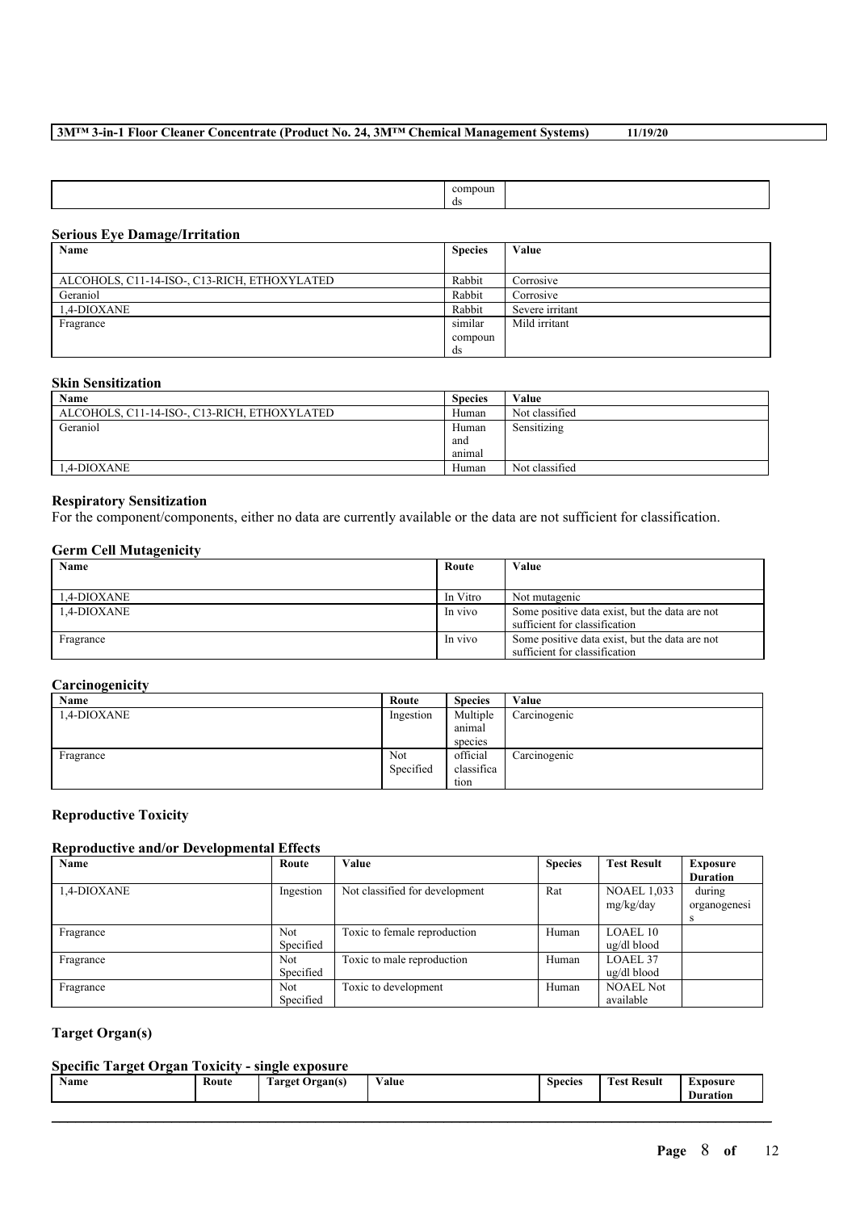| | compounds | |
|---|---|---|

### Serious Eye Damage/Irritation

| Name | Species | Value |
|---|---|---|
| ALCOHOLS, C11-14-ISO-, C13-RICH, ETHOXYLATED | Rabbit | Corrosive |
| Geraniol | Rabbit | Corrosive |
| 1,4-DIOXANE | Rabbit | Severe irritant |
| Fragrance | similar compounds | Mild irritant |

### Skin Sensitization

| Name | Species | Value |
|---|---|---|
| ALCOHOLS, C11-14-ISO-, C13-RICH, ETHOXYLATED | Human | Not classified |
| Geraniol | Human and animal | Sensitizing |
| 1,4-DIOXANE | Human | Not classified |

### Respiratory Sensitization

For the component/components, either no data are currently available or the data are not sufficient for classification.

### Germ Cell Mutagenicity

| Name | Route | Value |
|---|---|---|
| 1,4-DIOXANE | In Vitro | Not mutagenic |
| 1,4-DIOXANE | In vivo | Some positive data exist, but the data are not sufficient for classification |
| Fragrance | In vivo | Some positive data exist, but the data are not sufficient for classification |

### Carcinogenicity

| Name | Route | Species | Value |
|---|---|---|---|
| 1,4-DIOXANE | Ingestion | Multiple animal species | Carcinogenic |
| Fragrance | Not Specified | official classification | Carcinogenic |

### Reproductive Toxicity

### Reproductive and/or Developmental Effects

| Name | Route | Value | Species | Test Result | Exposure Duration |
|---|---|---|---|---|---|
| 1,4-DIOXANE | Ingestion | Not classified for development | Rat | NOAEL 1,033 mg/kg/day | during organogenesis |
| Fragrance | Not Specified | Toxic to female reproduction | Human | LOAEL 10 ug/dl blood | |
| Fragrance | Not Specified | Toxic to male reproduction | Human | LOAEL 37 ug/dl blood | |
| Fragrance | Not Specified | Toxic to development | Human | NOAEL Not available | |

### Target Organ(s)

### Specific Target Organ Toxicity - single exposure

| Name | Route | Target Organ(s) | Value | Species | Test Result | Exposure Duration |
|---|---|---|---|---|---|---|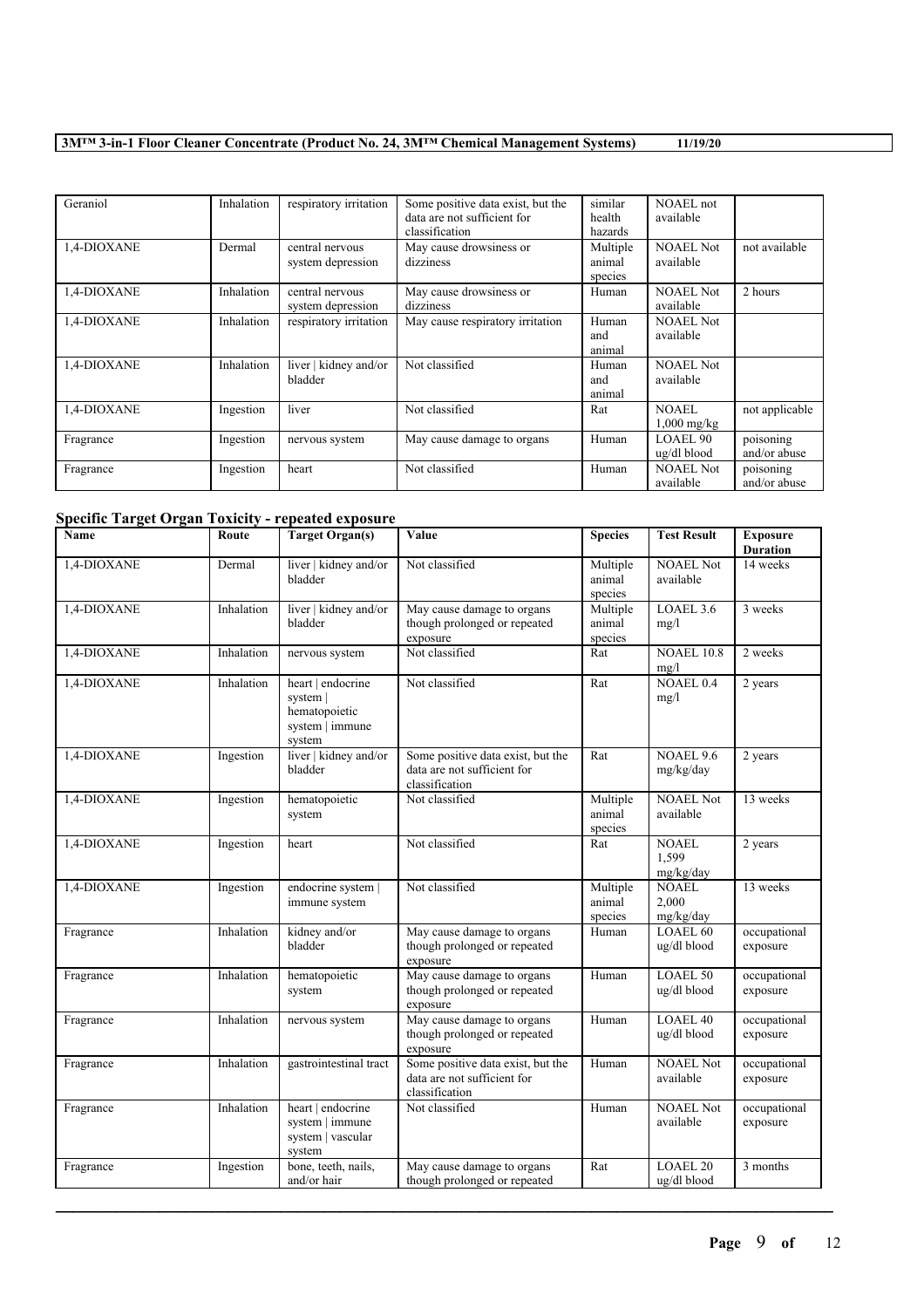| | | | | | | |
|---|---|---|---|---|---|---|
| Geraniol | Inhalation | respiratory irritation | Some positive data exist, but the data are not sufficient for classification | similar health hazards | NOAEL not available | |
| 1,4-DIOXANE | Dermal | central nervous system depression | May cause drowsiness or dizziness | Multiple animal species | NOAEL Not available | not available |
| 1,4-DIOXANE | Inhalation | central nervous system depression | May cause drowsiness or dizziness | Human | NOAEL Not available | 2 hours |
| 1,4-DIOXANE | Inhalation | respiratory irritation | May cause respiratory irritation | Human and animal | NOAEL Not available | |
| 1,4-DIOXANE | Inhalation | liver \| kidney and/or bladder | Not classified | Human and animal | NOAEL Not available | |
| 1,4-DIOXANE | Ingestion | liver | Not classified | Rat | NOAEL 1,000 mg/kg | not applicable |
| Fragrance | Ingestion | nervous system | May cause damage to organs | Human | LOAEL 90 ug/dl blood | poisoning and/or abuse |
| Fragrance | Ingestion | heart | Not classified | Human | NOAEL Not available | poisoning and/or abuse |

### Specific Target Organ Toxicity - repeated exposure

| Name | Route | Target Organ(s) | Value | Species | Test Result | Exposure Duration |
|---|---|---|---|---|---|---|
| 1,4-DIOXANE | Dermal | liver \| kidney and/or bladder | Not classified | Multiple animal species | NOAEL Not available | 14 weeks |
| 1,4-DIOXANE | Inhalation | liver \| kidney and/or bladder | May cause damage to organs though prolonged or repeated exposure | Multiple animal species | LOAEL 3.6 mg/l | 3 weeks |
| 1,4-DIOXANE | Inhalation | nervous system | Not classified | Rat | NOAEL 10.8 mg/l | 2 weeks |
| 1,4-DIOXANE | Inhalation | heart \| endocrine system \| hematopoietic system \| immune system | Not classified | Rat | NOAEL 0.4 mg/l | 2 years |
| 1,4-DIOXANE | Ingestion | liver \| kidney and/or bladder | Some positive data exist, but the data are not sufficient for classification | Rat | NOAEL 9.6 mg/kg/day | 2 years |
| 1,4-DIOXANE | Ingestion | hematopoietic system | Not classified | Multiple animal species | NOAEL Not available | 13 weeks |
| 1,4-DIOXANE | Ingestion | heart | Not classified | Rat | NOAEL 1,599 mg/kg/day | 2 years |
| 1,4-DIOXANE | Ingestion | endocrine system \| immune system | Not classified | Multiple animal species | NOAEL 2,000 mg/kg/day | 13 weeks |
| Fragrance | Inhalation | kidney and/or bladder | May cause damage to organs though prolonged or repeated exposure | Human | LOAEL 60 ug/dl blood | occupational exposure |
| Fragrance | Inhalation | hematopoietic system | May cause damage to organs though prolonged or repeated exposure | Human | LOAEL 50 ug/dl blood | occupational exposure |
| Fragrance | Inhalation | nervous system | May cause damage to organs though prolonged or repeated exposure | Human | LOAEL 40 ug/dl blood | occupational exposure |
| Fragrance | Inhalation | gastrointestinal tract | Some positive data exist, but the data are not sufficient for classification | Human | NOAEL Not available | occupational exposure |
| Fragrance | Inhalation | heart \| endocrine system \| immune system \| vascular system | Not classified | Human | NOAEL Not available | occupational exposure |
| Fragrance | Ingestion | bone, teeth, nails, and/or hair | May cause damage to organs though prolonged or repeated | Rat | LOAEL 20 ug/dl blood | 3 months |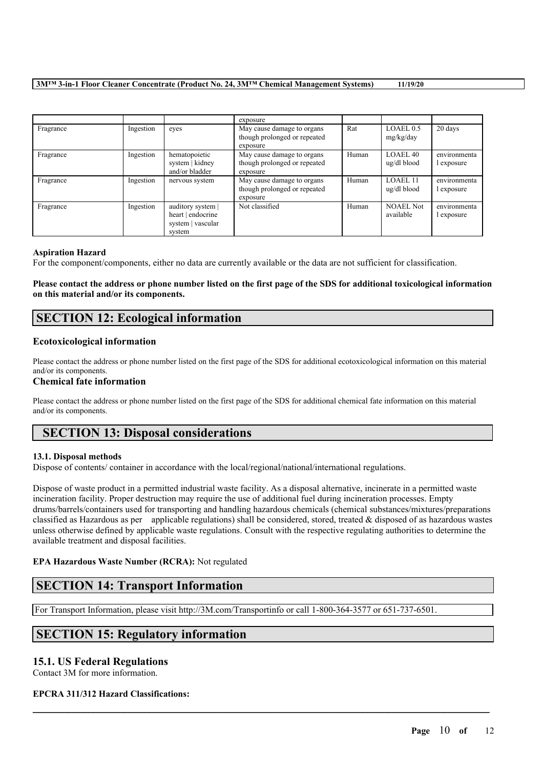|  |  |  | exposure |  |  |  |
|---|---|---|---|---|---|---|
| Fragrance | Ingestion | eyes | May cause damage to organs though prolonged or repeated exposure | Rat | LOAEL 0.5 mg/kg/day | 20 days |
| Fragrance | Ingestion | hematopoietic system \| kidney and/or bladder | May cause damage to organs though prolonged or repeated exposure | Human | LOAEL 40 ug/dl blood | environmental exposure |
| Fragrance | Ingestion | nervous system | May cause damage to organs though prolonged or repeated exposure | Human | LOAEL 11 ug/dl blood | environmental exposure |
| Fragrance | Ingestion | auditory system \| heart \| endocrine system \| vascular system | Not classified | Human | NOAEL Not available | environmental exposure |

**Aspiration Hazard**

For the component/components, either no data are currently available or the data are not sufficient for classification.

**Please contact the address or phone number listed on the first page of the SDS for additional toxicological information on this material and/or its components.**

## SECTION 12: Ecological information

### Ecotoxicological information

Please contact the address or phone number listed on the first page of the SDS for additional ecotoxicological information on this material and/or its components.

### Chemical fate information

Please contact the address or phone number listed on the first page of the SDS for additional chemical fate information on this material and/or its components.

## SECTION 13: Disposal considerations

**13.1. Disposal methods**

Dispose of contents/ container in accordance with the local/regional/national/international regulations.

Dispose of waste product in a permitted industrial waste facility. As a disposal alternative, incinerate in a permitted waste incineration facility. Proper destruction may require the use of additional fuel during incineration processes. Empty drums/barrels/containers used for transporting and handling hazardous chemicals (chemical substances/mixtures/preparations classified as Hazardous as per applicable regulations) shall be considered, stored, treated & disposed of as hazardous wastes unless otherwise defined by applicable waste regulations. Consult with the respective regulating authorities to determine the available treatment and disposal facilities.

**EPA Hazardous Waste Number (RCRA):** Not regulated

## SECTION 14: Transport Information

For Transport Information, please visit http://3M.com/Transportinfo or call 1-800-364-3577 or 651-737-6501.

## SECTION 15: Regulatory information

### 15.1. US Federal Regulations

Contact 3M for more information.

**EPCRA 311/312 Hazard Classifications:**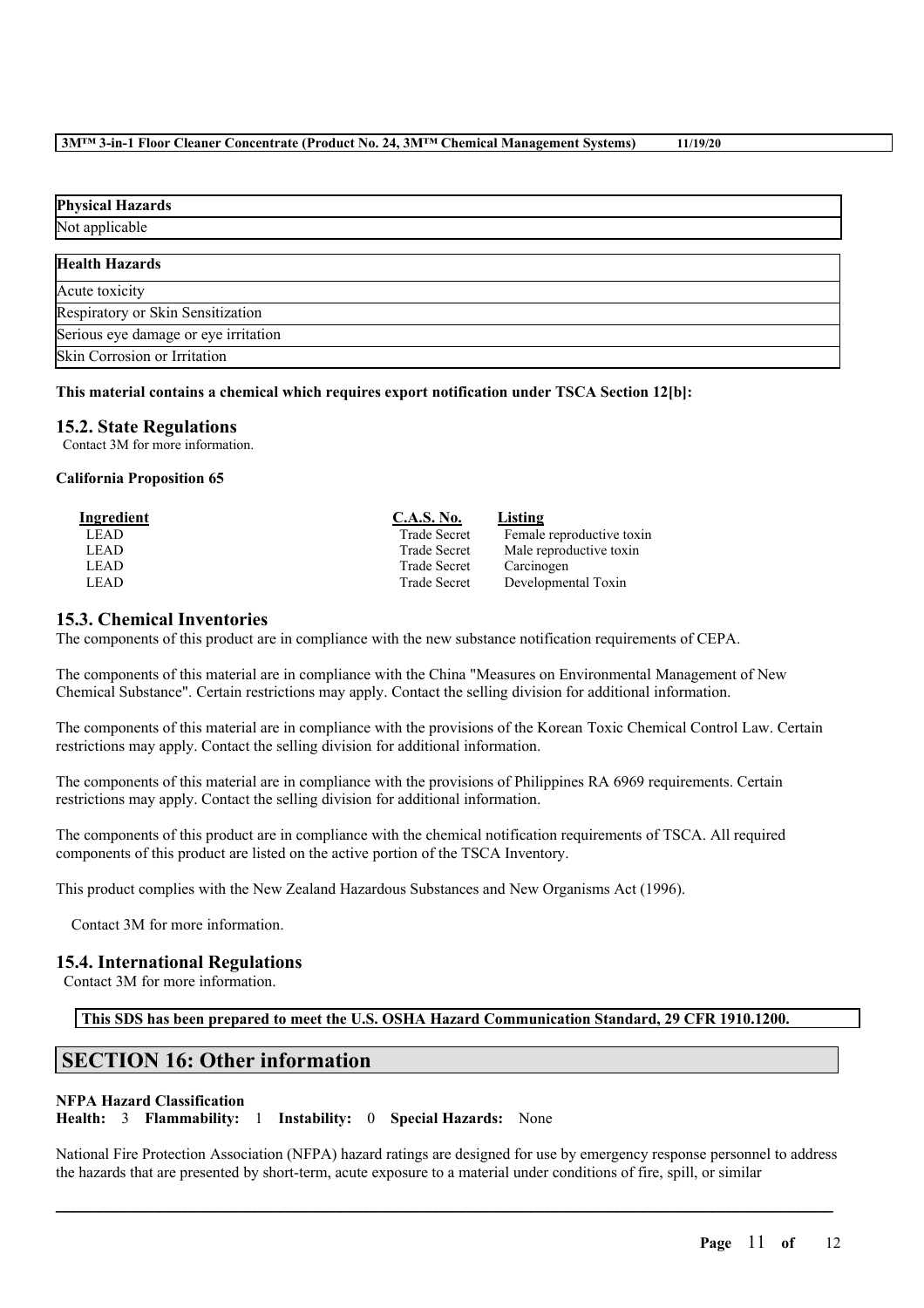| Physical Hazards |
| --- |
| Not applicable |

| Health Hazards |
| --- |
| Acute toxicity |
| Respiratory or Skin Sensitization |
| Serious eye damage or eye irritation |
| Skin Corrosion or Irritation |

**This material contains a chemical which requires export notification under TSCA Section 12[b]:**

## 15.2. State Regulations

Contact 3M for more information.

**California Proposition 65**

| Ingredient | C.A.S. No. | Listing |
| --- | --- | --- |
| LEAD | Trade Secret | Female reproductive toxin |
| LEAD | Trade Secret | Male reproductive toxin |
| LEAD | Trade Secret | Carcinogen |
| LEAD | Trade Secret | Developmental Toxin |

## 15.3. Chemical Inventories

The components of this product are in compliance with the new substance notification requirements of CEPA.

The components of this material are in compliance with the China "Measures on Environmental Management of New Chemical Substance". Certain restrictions may apply. Contact the selling division for additional information.

The components of this material are in compliance with the provisions of the Korean Toxic Chemical Control Law. Certain restrictions may apply. Contact the selling division for additional information.

The components of this material are in compliance with the provisions of Philippines RA 6969 requirements. Certain restrictions may apply. Contact the selling division for additional information.

The components of this product are in compliance with the chemical notification requirements of TSCA. All required components of this product are listed on the active portion of the TSCA Inventory.

This product complies with the New Zealand Hazardous Substances and New Organisms Act (1996).

Contact 3M for more information.

## 15.4. International Regulations

Contact 3M for more information.

**This SDS has been prepared to meet the U.S. OSHA Hazard Communication Standard, 29 CFR 1910.1200.**

# SECTION 16: Other information

**NFPA Hazard Classification**
**Health:** 3 **Flammability:** 1 **Instability:** 0 **Special Hazards:** None

National Fire Protection Association (NFPA) hazard ratings are designed for use by emergency response personnel to address the hazards that are presented by short-term, acute exposure to a material under conditions of fire, spill, or similar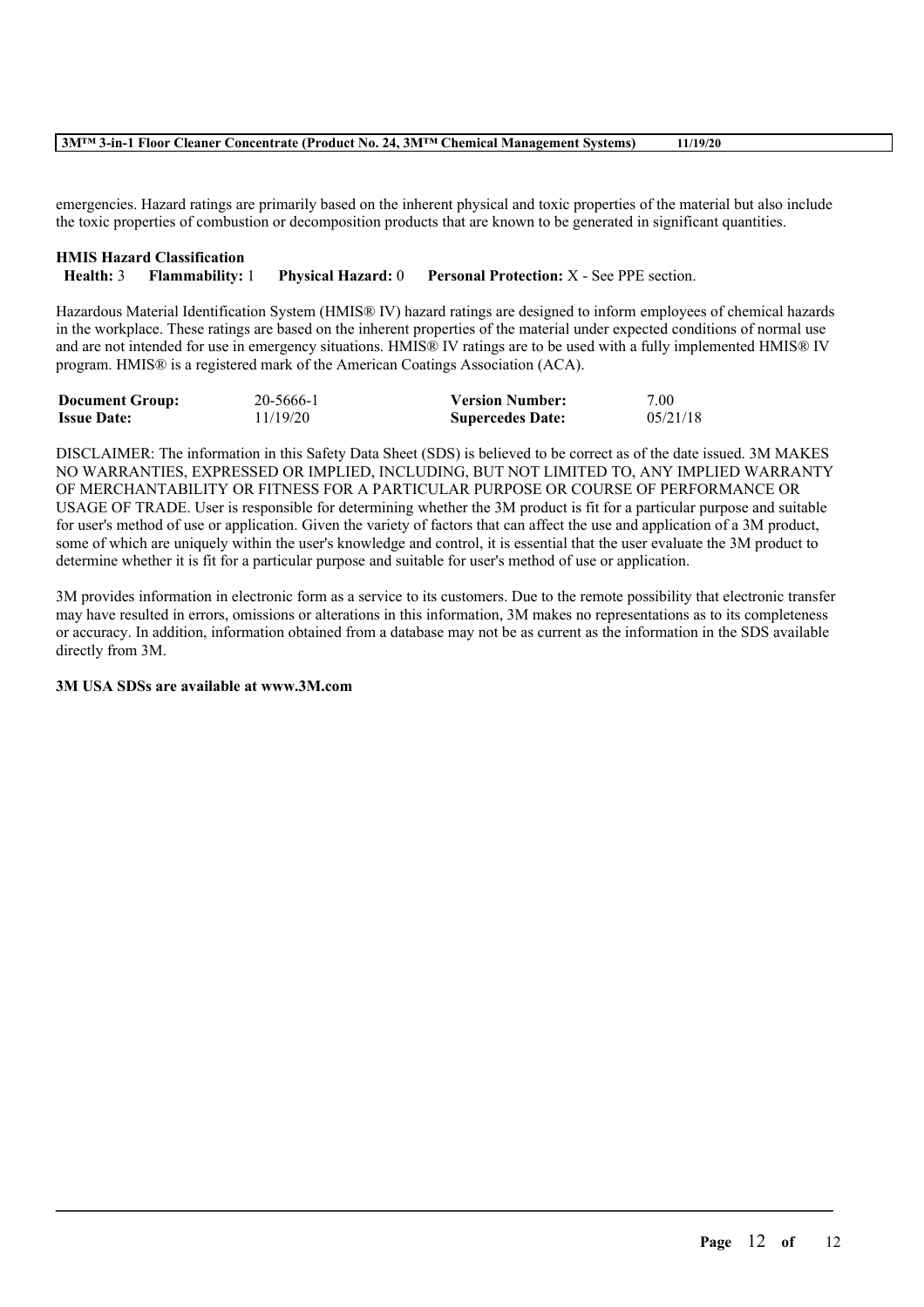emergencies. Hazard ratings are primarily based on the inherent physical and toxic properties of the material but also include the toxic properties of combustion or decomposition products that are known to be generated in significant quantities.

**HMIS Hazard Classification**

**Health:** 3 **Flammability:** 1 **Physical Hazard:** 0 **Personal Protection:** X - See PPE section.

Hazardous Material Identification System (HMIS® IV) hazard ratings are designed to inform employees of chemical hazards in the workplace. These ratings are based on the inherent properties of the material under expected conditions of normal use and are not intended for use in emergency situations. HMIS® IV ratings are to be used with a fully implemented HMIS® IV program. HMIS® is a registered mark of the American Coatings Association (ACA).

| | | | |
|---|---|---|---|
| **Document Group:** | 20-5666-1 | **Version Number:** | 7.00 |
| **Issue Date:** | 11/19/20 | **Supercedes Date:** | 05/21/18 |

DISCLAIMER: The information in this Safety Data Sheet (SDS) is believed to be correct as of the date issued. 3M MAKES NO WARRANTIES, EXPRESSED OR IMPLIED, INCLUDING, BUT NOT LIMITED TO, ANY IMPLIED WARRANTY OF MERCHANTABILITY OR FITNESS FOR A PARTICULAR PURPOSE OR COURSE OF PERFORMANCE OR USAGE OF TRADE. User is responsible for determining whether the 3M product is fit for a particular purpose and suitable for user's method of use or application. Given the variety of factors that can affect the use and application of a 3M product, some of which are uniquely within the user's knowledge and control, it is essential that the user evaluate the 3M product to determine whether it is fit for a particular purpose and suitable for user's method of use or application.

3M provides information in electronic form as a service to its customers. Due to the remote possibility that electronic transfer may have resulted in errors, omissions or alterations in this information, 3M makes no representations as to its completeness or accuracy. In addition, information obtained from a database may not be as current as the information in the SDS available directly from 3M.

**3M USA SDSs are available at www.3M.com**